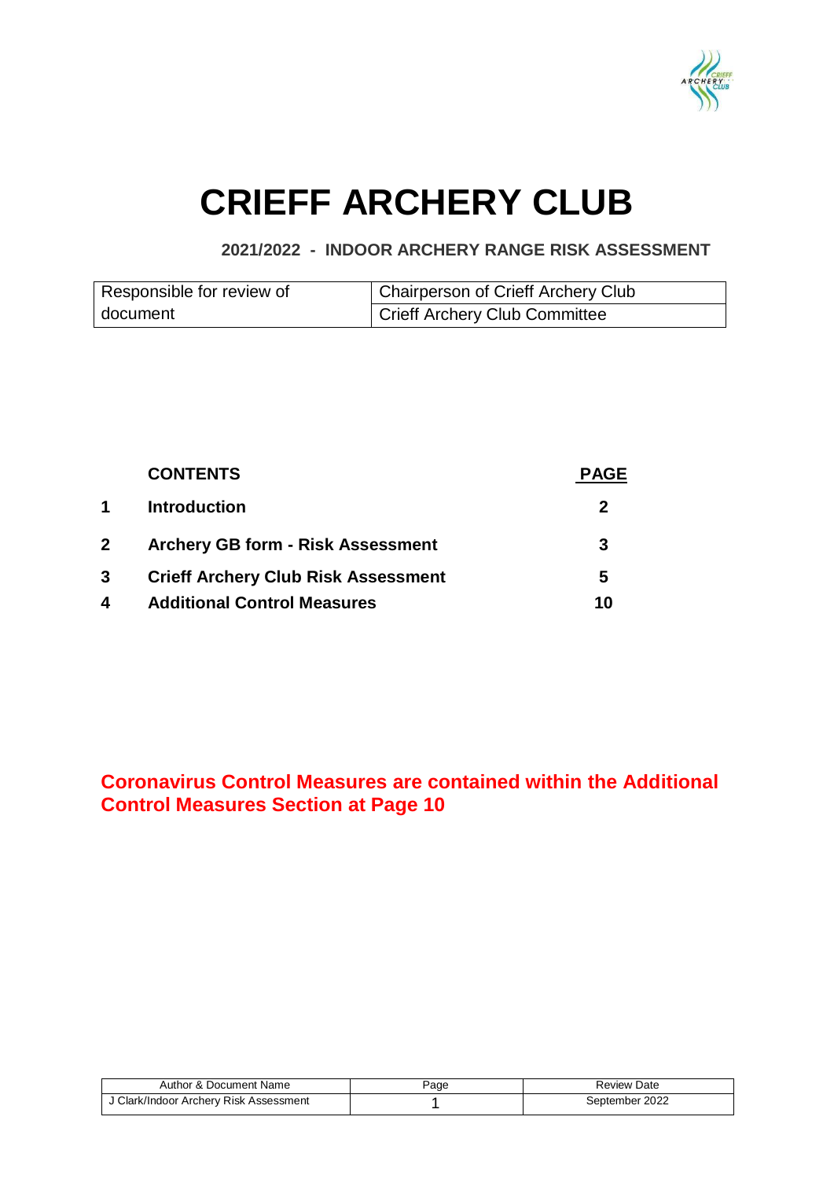# CRIEFF ARCHERY CLUB

## 2021/2022 - INDOOR ARCHERY RANGE RISK ASSESSMENT

| Responsible for review of document | Chairperson of Crieff Archery Club |
|---|---|
| | Crieff Archery Club Committee |

| | CONTENTS | PAGE |
|---|---|---|
| 1 | **Introduction** | **2** |
| 2 | **Archery GB form - Risk Assessment** | **3** |
| 3 | **Crieff Archery Club Risk Assessment** | **5** |
| 4 | **Additional Control Measures** | **10** |

**Coronavirus Control Measures are contained within the Additional Control Measures Section at Page 10**

| Author & Document Name | Page | Review Date |
|---|---|---|
| J Clark/Indoor Archery Risk Assessment | 1 | September 2022 |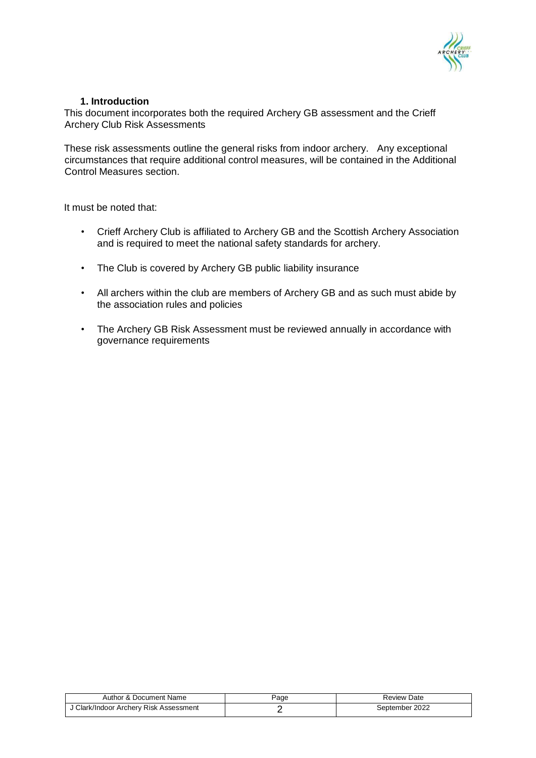## 1. Introduction

This document incorporates both the required Archery GB assessment and the Crieff Archery Club Risk Assessments

These risk assessments outline the general risks from indoor archery. Any exceptional circumstances that require additional control measures, will be contained in the Additional Control Measures section.

It must be noted that:

- Crieff Archery Club is affiliated to Archery GB and the Scottish Archery Association and is required to meet the national safety standards for archery.
- The Club is covered by Archery GB public liability insurance
- All archers within the club are members of Archery GB and as such must abide by the association rules and policies
- The Archery GB Risk Assessment must be reviewed annually in accordance with governance requirements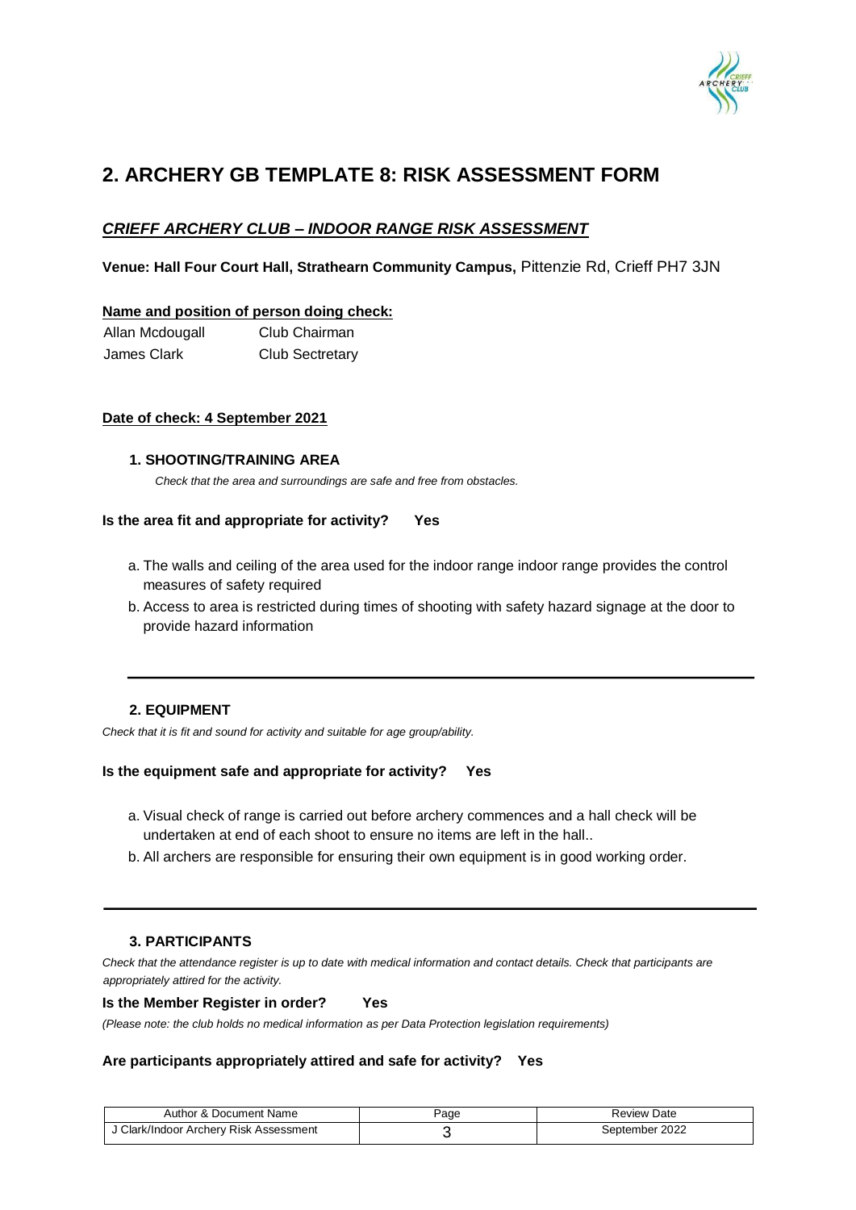# 2. ARCHERY GB TEMPLATE 8: RISK ASSESSMENT FORM

## *CRIEFF ARCHERY CLUB – INDOOR RANGE RISK ASSESSMENT*

**Venue: Hall Four Court Hall, Strathearn Community Campus,** Pittenzie Rd, Crieff PH7 3JN

**Name and position of person doing check:**

| | |
|---|---|
| Allan Mcdougall | Club Chairman |
| James Clark | Club Sectretary |

**Date of check: 4 September 2021**

### 1. SHOOTING/TRAINING AREA

*Check that the area and surroundings are safe and free from obstacles.*

**Is the area fit and appropriate for activity? Yes**

a. The walls and ceiling of the area used for the indoor range indoor range provides the control measures of safety required
b. Access to area is restricted during times of shooting with safety hazard signage at the door to provide hazard information

---

### 2. EQUIPMENT

*Check that it is fit and sound for activity and suitable for age group/ability.*

**Is the equipment safe and appropriate for activity? Yes**

a. Visual check of range is carried out before archery commences and a hall check will be undertaken at end of each shoot to ensure no items are left in the hall..
b. All archers are responsible for ensuring their own equipment is in good working order.

---

### 3. PARTICIPANTS

*Check that the attendance register is up to date with medical information and contact details. Check that participants are appropriately attired for the activity.*

**Is the Member Register in order? Yes**

*(Please note: the club holds no medical information as per Data Protection legislation requirements)*

**Are participants appropriately attired and safe for activity? Yes**

| Author & Document Name | Page | Review Date |
|---|---|---|
| J Clark/Indoor Archery Risk Assessment | 3 | September 2022 |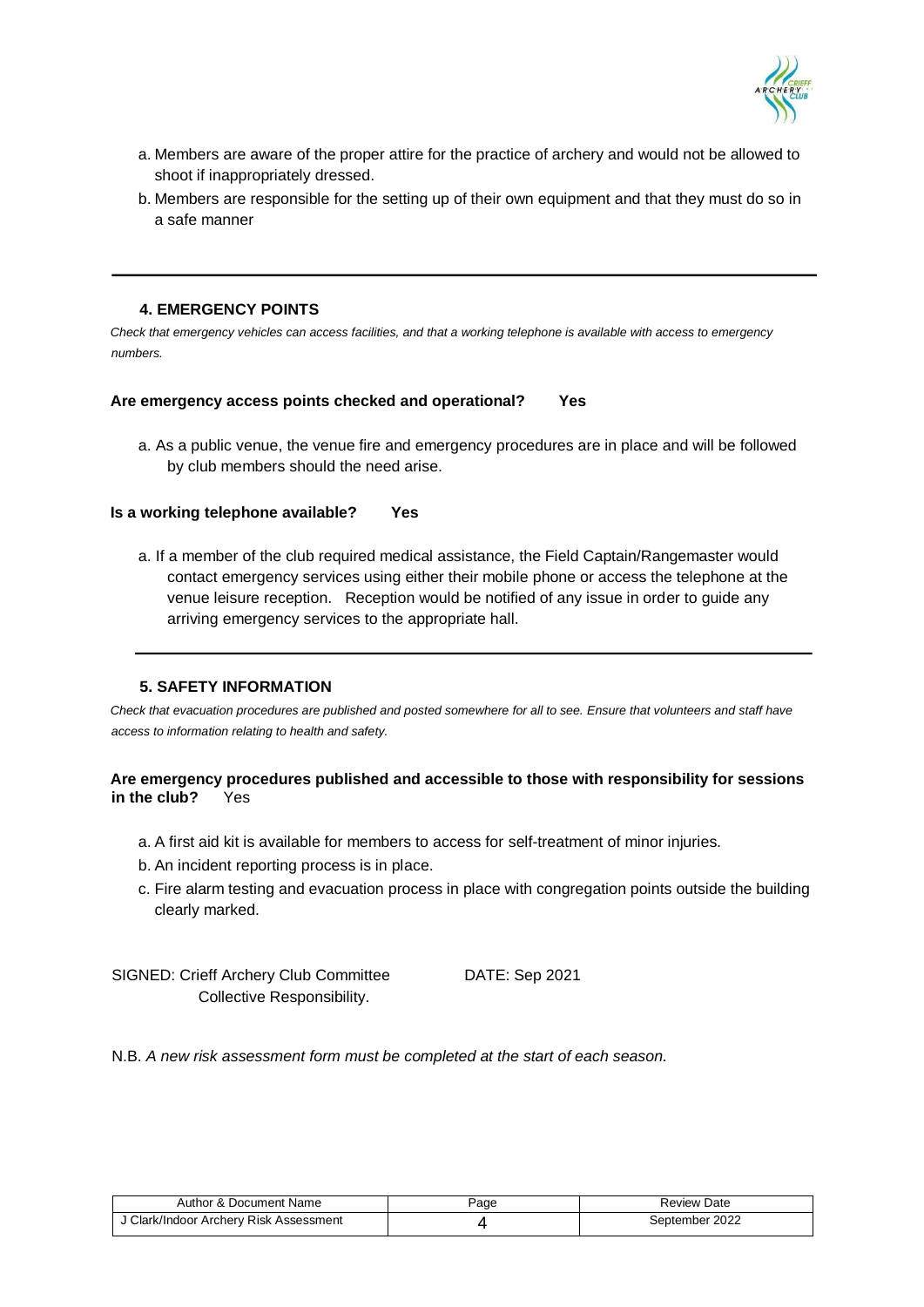a. Members are aware of the proper attire for the practice of archery and would not be allowed to shoot if inappropriately dressed.
b. Members are responsible for the setting up of their own equipment and that they must do so in a safe manner

---

### 4. EMERGENCY POINTS

*Check that emergency vehicles can access facilities, and that a working telephone is available with access to emergency numbers.*

**Are emergency access points checked and operational? Yes**

a. As a public venue, the venue fire and emergency procedures are in place and will be followed by club members should the need arise.

**Is a working telephone available? Yes**

a. If a member of the club required medical assistance, the Field Captain/Rangemaster would contact emergency services using either their mobile phone or access the telephone at the venue leisure reception. Reception would be notified of any issue in order to guide any arriving emergency services to the appropriate hall.

---

### 5. SAFETY INFORMATION

*Check that evacuation procedures are published and posted somewhere for all to see. Ensure that volunteers and staff have access to information relating to health and safety.*

**Are emergency procedures published and accessible to those with responsibility for sessions in the club?** Yes

a. A first aid kit is available for members to access for self-treatment of minor injuries.
b. An incident reporting process is in place.
c. Fire alarm testing and evacuation process in place with congregation points outside the building clearly marked.

SIGNED: Crieff Archery Club Committee Collective Responsibility.

DATE: Sep 2021

N.B. *A new risk assessment form must be completed at the start of each season.*

| Author & Document Name | Page | Review Date |
|---|---|---|
| J Clark/Indoor Archery Risk Assessment | 4 | September 2022 |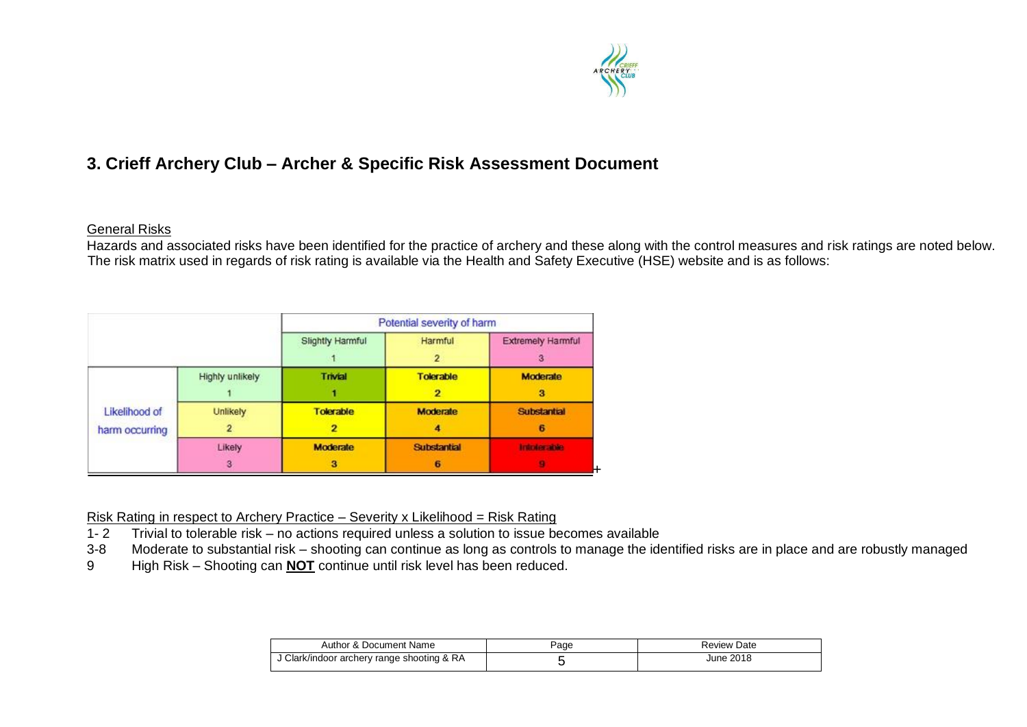## 3. Crieff Archery Club – Archer & Specific Risk Assessment Document

General Risks

Hazards and associated risks have been identified for the practice of archery and these along with the control measures and risk ratings are noted below. The risk matrix used in regards of risk rating is available via the Health and Safety Executive (HSE) website and is as follows:

| | | Potential severity of harm | | |
|---|---|---|---|---|
| | | Slightly Harmful 1 | Harmful 2 | Extremely Harmful 3 |
| Likelihood of harm occurring | Highly unlikely 1 | Trivial 1 | Tolerable 2 | Moderate 3 |
| | Unlikely 2 | Tolerable 2 | Moderate 4 | Substantial 6 |
| | Likely 3 | Moderate 3 | Substantial 6 | Intolerable 9 |

Risk Rating in respect to Archery Practice – Severity x Likelihood = Risk Rating

- 1- 2 Trivial to tolerable risk – no actions required unless a solution to issue becomes available
- 3-8 Moderate to substantial risk – shooting can continue as long as controls to manage the identified risks are in place and are robustly managed
- 9 High Risk – Shooting can **NOT** continue until risk level has been reduced.

| Author & Document Name | Page | Review Date |
|---|---|---|
| J Clark/indoor archery range shooting & RA | 5 | June 2018 |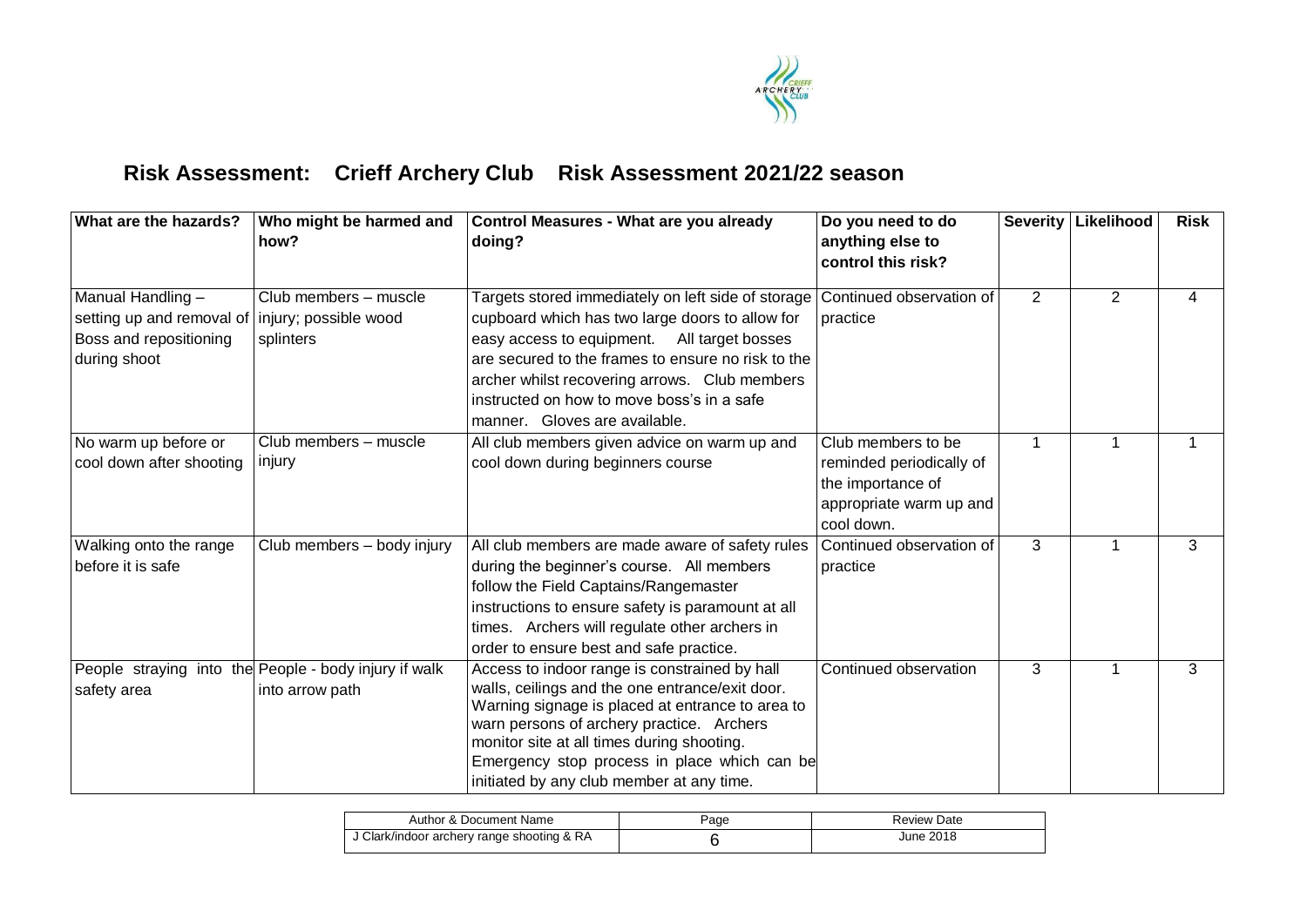## Risk Assessment: Crieff Archery Club Risk Assessment 2021/22 season

| What are the hazards? | Who might be harmed and how? | Control Measures - What are you already doing? | Do you need to do anything else to control this risk? | Severity | Likelihood | Risk |
|---|---|---|---|---|---|---|
| Manual Handling – setting up and removal of Boss and repositioning during shoot | Club members – muscle injury; possible wood splinters | Targets stored immediately on left side of storage cupboard which has two large doors to allow for easy access to equipment. All target bosses are secured to the frames to ensure no risk to the archer whilst recovering arrows. Club members instructed on how to move boss's in a safe manner. Gloves are available. | Continued observation of practice | 2 | 2 | 4 |
| No warm up before or cool down after shooting | Club members – muscle injury | All club members given advice on warm up and cool down during beginners course | Club members to be reminded periodically of the importance of appropriate warm up and cool down. | 1 | 1 | 1 |
| Walking onto the range before it is safe | Club members – body injury | All club members are made aware of safety rules during the beginner's course. All members follow the Field Captains/Rangemaster instructions to ensure safety is paramount at all times. Archers will regulate other archers in order to ensure best and safe practice. | Continued observation of practice | 3 | 1 | 3 |
| People straying into the safety area | People - body injury if walk into arrow path | Access to indoor range is constrained by hall walls, ceilings and the one entrance/exit door. Warning signage is placed at entrance to area to warn persons of archery practice. Archers monitor site at all times during shooting. Emergency stop process in place which can be initiated by any club member at any time. | Continued observation | 3 | 1 | 3 |

| Author & Document Name | Page | Review Date |
|---|---|---|
| J Clark/indoor archery range shooting & RA | 6 | June 2018 |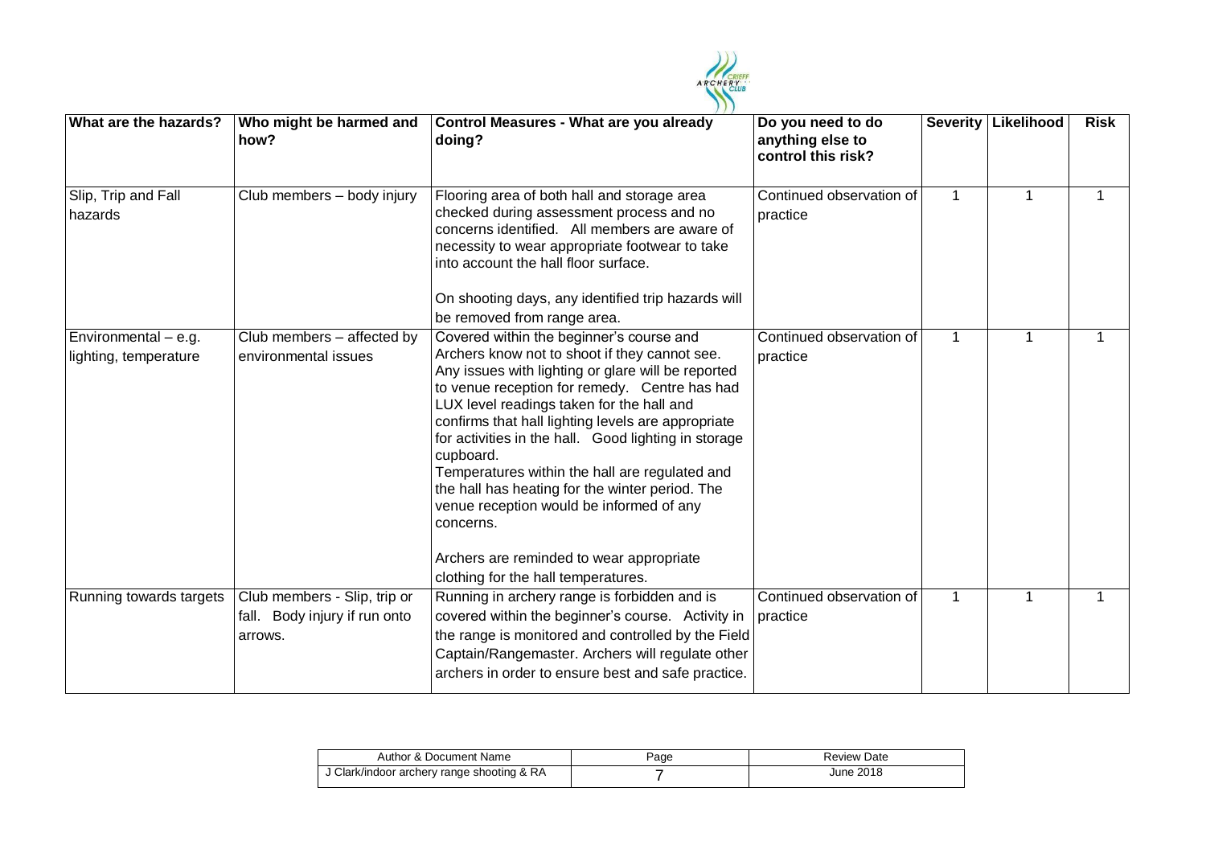| What are the hazards? | Who might be harmed and how? | Control Measures - What are you already doing? | Do you need to do anything else to control this risk? | Severity | Likelihood | Risk |
|---|---|---|---|---|---|---|
| Slip, Trip and Fall hazards | Club members – body injury | Flooring area of both hall and storage area checked during assessment process and no concerns identified. All members are aware of necessity to wear appropriate footwear to take into account the hall floor surface.<br><br>On shooting days, any identified trip hazards will be removed from range area. | Continued observation of practice | 1 | 1 | 1 |
| Environmental – e.g. lighting, temperature | Club members – affected by environmental issues | Covered within the beginner's course and Archers know not to shoot if they cannot see. Any issues with lighting or glare will be reported to venue reception for remedy. Centre has had LUX level readings taken for the hall and confirms that hall lighting levels are appropriate for activities in the hall. Good lighting in storage cupboard.<br>Temperatures within the hall are regulated and the hall has heating for the winter period. The venue reception would be informed of any concerns.<br><br>Archers are reminded to wear appropriate clothing for the hall temperatures. | Continued observation of practice | 1 | 1 | 1 |
| Running towards targets | Club members - Slip, trip or fall. Body injury if run onto arrows. | Running in archery range is forbidden and is covered within the beginner's course. Activity in the range is monitored and controlled by the Field Captain/Rangemaster. Archers will regulate other archers in order to ensure best and safe practice. | Continued observation of practice | 1 | 1 | 1 |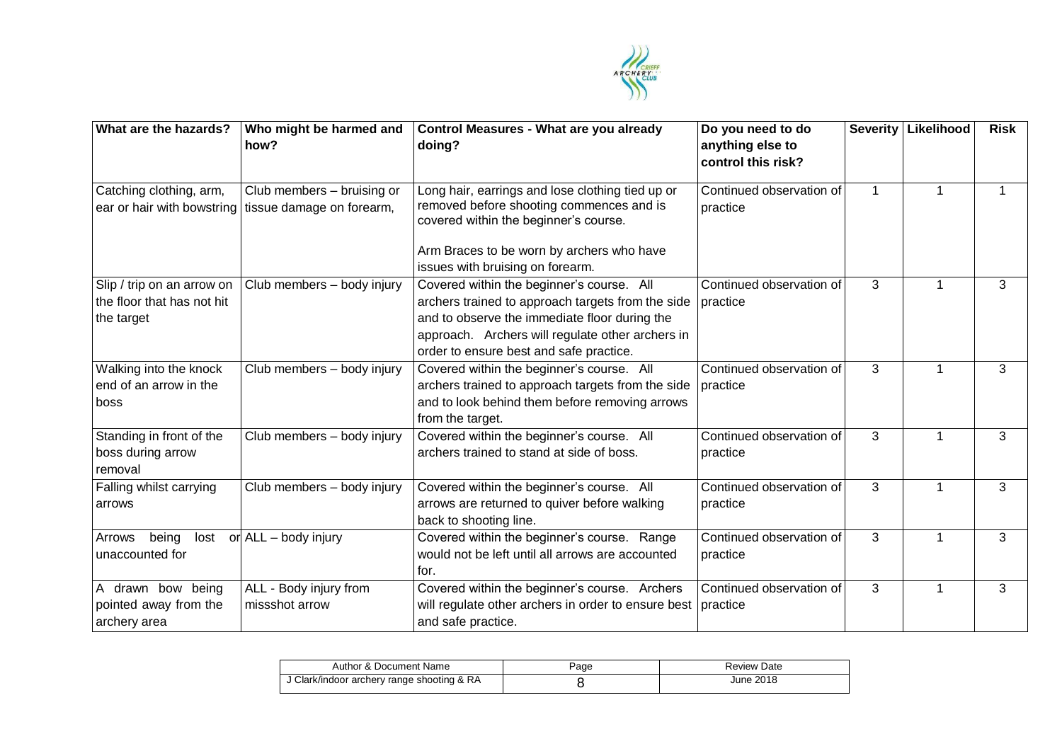| What are the hazards? | Who might be harmed and how? | Control Measures - What are you already doing? | Do you need to do anything else to control this risk? | Severity | Likelihood | Risk |
|---|---|---|---|---|---|---|
| Catching clothing, arm, ear or hair with bowstring | Club members – bruising or tissue damage on forearm, | Long hair, earrings and lose clothing tied up or removed before shooting commences and is covered within the beginner's course.<br><br>Arm Braces to be worn by archers who have issues with bruising on forearm. | Continued observation of practice | 1 | 1 | 1 |
| Slip / trip on an arrow on the floor that has not hit the target | Club members – body injury | Covered within the beginner's course. All archers trained to approach targets from the side and to observe the immediate floor during the approach. Archers will regulate other archers in order to ensure best and safe practice. | Continued observation of practice | 3 | 1 | 3 |
| Walking into the knock end of an arrow in the boss | Club members – body injury | Covered within the beginner's course. All archers trained to approach targets from the side and to look behind them before removing arrows from the target. | Continued observation of practice | 3 | 1 | 3 |
| Standing in front of the boss during arrow removal | Club members – body injury | Covered within the beginner's course. All archers trained to stand at side of boss. | Continued observation of practice | 3 | 1 | 3 |
| Falling whilst carrying arrows | Club members – body injury | Covered within the beginner's course. All arrows are returned to quiver before walking back to shooting line. | Continued observation of practice | 3 | 1 | 3 |
| Arrows being lost or unaccounted for | ALL – body injury | Covered within the beginner's course. Range would not be left until all arrows are accounted for. | Continued observation of practice | 3 | 1 | 3 |
| A drawn bow being pointed away from the archery area | ALL - Body injury from missshot arrow | Covered within the beginner's course. Archers will regulate other archers in order to ensure best and safe practice. | Continued observation of practice | 3 | 1 | 3 |

| Author & Document Name | Page | Review Date |
|---|---|---|
| J Clark/indoor archery range shooting & RA | 8 | June 2018 |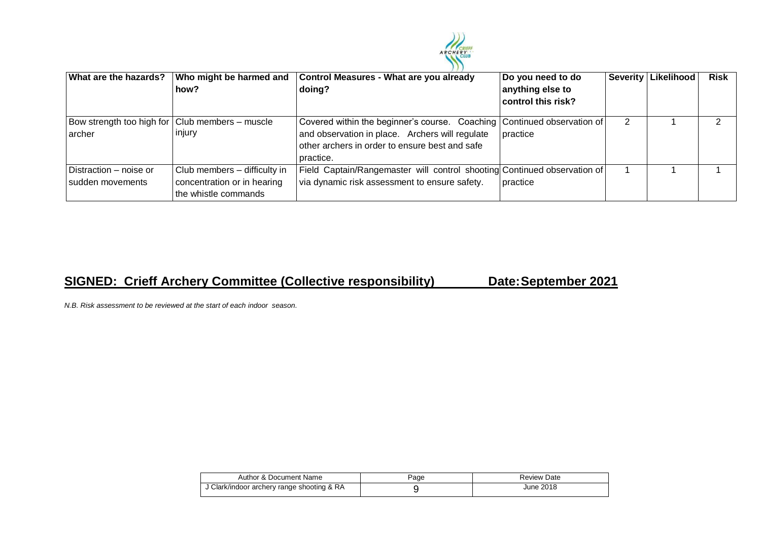| What are the hazards? | Who might be harmed and how? | Control Measures - What are you already doing? | Do you need to do anything else to control this risk? | Severity | Likelihood | Risk |
|---|---|---|---|---|---|---|
| Bow strength too high for archer | Club members – muscle injury | Covered within the beginner's course. Coaching and observation in place. Archers will regulate other archers in order to ensure best and safe practice. | Continued observation of practice | 2 | 1 | 2 |
| Distraction – noise or sudden movements | Club members – difficulty in concentration or in hearing the whistle commands | Field Captain/Rangemaster will control shooting via dynamic risk assessment to ensure safety. | Continued observation of practice | 1 | 1 | 1 |

## SIGNED: Crieff Archery Committee (Collective responsibility) Date: September 2021

*N.B. Risk assessment to be reviewed at the start of each indoor season.*

| Author & Document Name | Page | Review Date |
|---|---|---|
| J Clark/indoor archery range shooting & RA | 9 | June 2018 |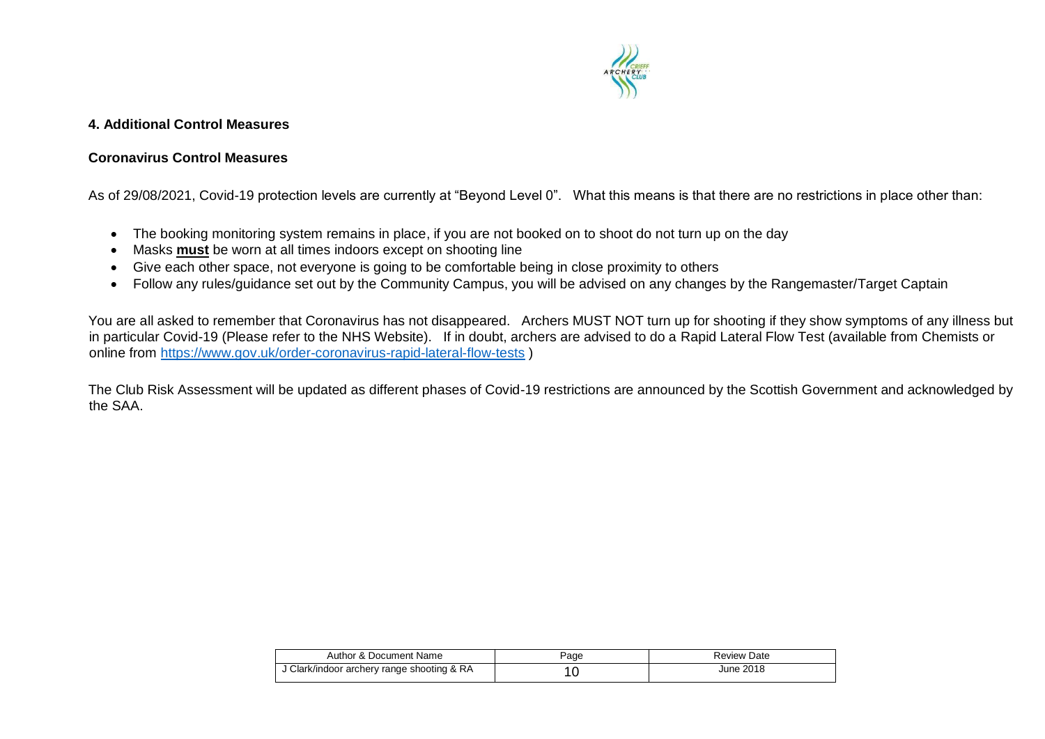**4. Additional Control Measures**

**Coronavirus Control Measures**

As of 29/08/2021, Covid-19 protection levels are currently at "Beyond Level 0". What this means is that there are no restrictions in place other than:

- The booking monitoring system remains in place, if you are not booked on to shoot do not turn up on the day
- Masks **must** be worn at all times indoors except on shooting line
- Give each other space, not everyone is going to be comfortable being in close proximity to others
- Follow any rules/guidance set out by the Community Campus, you will be advised on any changes by the Rangemaster/Target Captain

You are all asked to remember that Coronavirus has not disappeared. Archers MUST NOT turn up for shooting if they show symptoms of any illness but in particular Covid-19 (Please refer to the NHS Website). If in doubt, archers are advised to do a Rapid Lateral Flow Test (available from Chemists or online from https://www.gov.uk/order-coronavirus-rapid-lateral-flow-tests )

The Club Risk Assessment will be updated as different phases of Covid-19 restrictions are announced by the Scottish Government and acknowledged by the SAA.

| Author & Document Name | Page | Review Date |
|---|---|---|
| J Clark/indoor archery range shooting & RA | 10 | June 2018 |